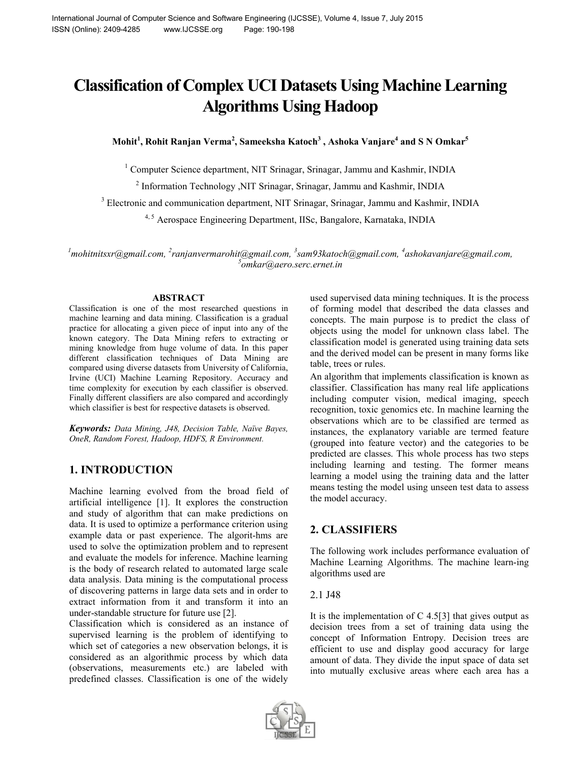# Classification of Complex UCI Datasets Using Machine Learning Algorithms Using Hadoop

**Mohit[1], Rohit Ranjan Verma[2], Sameeksha Katoch[3] , Ashoka Vanjare[4] and S N Omkar[5]**

[1] Computer Science department, NIT Srinagar, Srinagar, Jammu and Kashmir, INDIA

[2] Information Technology ,NIT Srinagar, Srinagar, Jammu and Kashmir, INDIA

[3] Electronic and communication department, NIT Srinagar, Srinagar, Jammu and Kashmir, INDIA

[4, 5] Aerospace Engineering Department, IISc, Bangalore, Karnataka, INDIA

*[1]mohitnitsxr@gmail.com, [2]ranjanvermarohit@gmail.com, [3]sam93katoch@gmail.com, [4]ashokavanjare@gmail.com, [5]omkar@aero.serc.ernet.in*

## ABSTRACT

Classification is one of the most researched questions in machine learning and data mining. Classification is a gradual practice for allocating a given piece of input into any of the known category. The Data Mining refers to extracting or mining knowledge from huge volume of data. In this paper different classification techniques of Data Mining are compared using diverse datasets from University of California, Irvine (UCI) Machine Learning Repository. Accuracy and time complexity for execution by each classifier is observed. Finally different classifiers are also compared and accordingly which classifier is best for respective datasets is observed.

***Keywords:*** *Data Mining, J48, Decision Table, Naïve Bayes, OneR, Random Forest, Hadoop, HDFS, R Environment.*

## 1. INTRODUCTION

Machine learning evolved from the broad field of artificial intelligence [1]. It explores the construction and study of algorithm that can make predictions on data. It is used to optimize a performance criterion using example data or past experience. The algorit-hms are used to solve the optimization problem and to represent and evaluate the models for inference. Machine learning is the body of research related to automated large scale data analysis. Data mining is the computational process of discovering patterns in large data sets and in order to extract information from it and transform it into an under-standable structure for future use [2].

Classification which is considered as an instance of supervised learning is the problem of identifying to which set of categories a new observation belongs, it is considered as an algorithmic process by which data (observations, measurements etc.) are labeled with predefined classes. Classification is one of the widely used supervised data mining techniques. It is the process of forming model that described the data classes and concepts. The main purpose is to predict the class of objects using the model for unknown class label. The classification model is generated using training data sets and the derived model can be present in many forms like table, trees or rules.

An algorithm that implements classification is known as classifier. Classification has many real life applications including computer vision, medical imaging, speech recognition, toxic genomics etc. In machine learning the observations which are to be classified are termed as instances, the explanatory variable are termed feature (grouped into feature vector) and the categories to be predicted are classes. This whole process has two steps including learning and testing. The former means learning a model using the training data and the latter means testing the model using unseen test data to assess the model accuracy.

## 2. CLASSIFIERS

The following work includes performance evaluation of Machine Learning Algorithms. The machine learn-ing algorithms used are

### 2.1 J48

It is the implementation of C 4.5[3] that gives output as decision trees from a set of training data using the concept of Information Entropy. Decision trees are efficient to use and display good accuracy for large amount of data. They divide the input space of data set into mutually exclusive areas where each area has a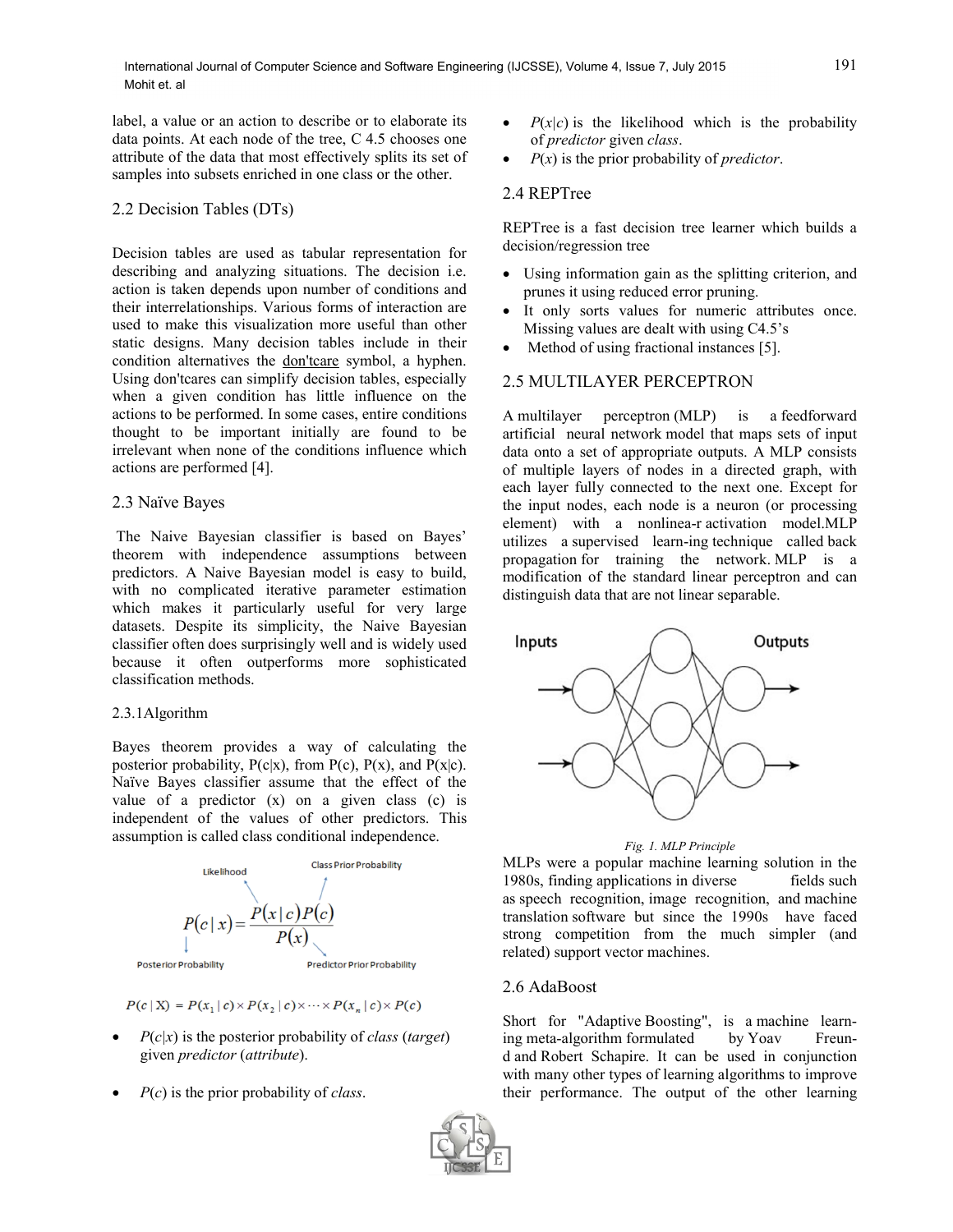label, a value or an action to describe or to elaborate its data points. At each node of the tree, C 4.5 chooses one attribute of the data that most effectively splits its set of samples into subsets enriched in one class or the other.

## 2.2 Decision Tables (DTs)

Decision tables are used as tabular representation for describing and analyzing situations. The decision i.e. action is taken depends upon number of conditions and their interrelationships. Various forms of interaction are used to make this visualization more useful than other static designs. Many decision tables include in their condition alternatives the don'tcare symbol, a hyphen. Using don'tcares can simplify decision tables, especially when a given condition has little influence on the actions to be performed. In some cases, entire conditions thought to be important initially are found to be irrelevant when none of the conditions influence which actions are performed [4].

## 2.3 Naïve Bayes

The Naive Bayesian classifier is based on Bayes' theorem with independence assumptions between predictors. A Naive Bayesian model is easy to build, with no complicated iterative parameter estimation which makes it particularly useful for very large datasets. Despite its simplicity, the Naive Bayesian classifier often does surprisingly well and is widely used because it often outperforms more sophisticated classification methods.

### 2.3.1Algorithm

Bayes theorem provides a way of calculating the posterior probability, P(c|x), from P(c), P(x), and P(x|c). Naïve Bayes classifier assume that the effect of the value of a predictor (x) on a given class (c) is independent of the values of other predictors. This assumption is called class conditional independence.

$$P(c|x) = \frac{P(x|c)P(c)}{P(x)}$$

Likelihood: $P(x|c)$; Class Prior Probability: $P(c)$; Posterior Probability: $P(c|x)$; Predictor Prior Probability: $P(x)$

$$P(c|\mathrm{X}) = P(x_1|c) \times P(x_2|c) \times \cdots \times P(x_n|c) \times P(c)$$

- $P(c|x)$ is the posterior probability of *class* (*target*) given *predictor* (*attribute*).
- $P(c)$ is the prior probability of *class*.
- $P(x|c)$ is the likelihood which is the probability of *predictor* given *class*.
- $P(x)$ is the prior probability of *predictor*.

## 2.4 REPTree

REPTree is a fast decision tree learner which builds a decision/regression tree

- Using information gain as the splitting criterion, and prunes it using reduced error pruning.
- It only sorts values for numeric attributes once. Missing values are dealt with using C4.5's
- Method of using fractional instances [5].

## 2.5 MULTILAYER PERCEPTRON

A multilayer perceptron (MLP) is a feedforward artificial neural network model that maps sets of input data onto a set of appropriate outputs. A MLP consists of multiple layers of nodes in a directed graph, with each layer fully connected to the next one. Except for the input nodes, each node is a neuron (or processing element) with a nonlinea-r activation model.MLP utilizes a supervised learn-ing technique called back propagation for training the network. MLP is a modification of the standard linear perceptron and can distinguish data that are not linear separable.

*Fig. 1. MLP Principle*

MLPs were a popular machine learning solution in the 1980s, finding applications in diverse fields such as speech recognition, image recognition, and machine translation software but since the 1990s have faced strong competition from the much simpler (and related) support vector machines.

## 2.6 AdaBoost

Short for "Adaptive Boosting", is a machine learn-ing meta-algorithm formulated by Yoav Freun-d and Robert Schapire. It can be used in conjunction with many other types of learning algorithms to improve their performance. The output of the other learning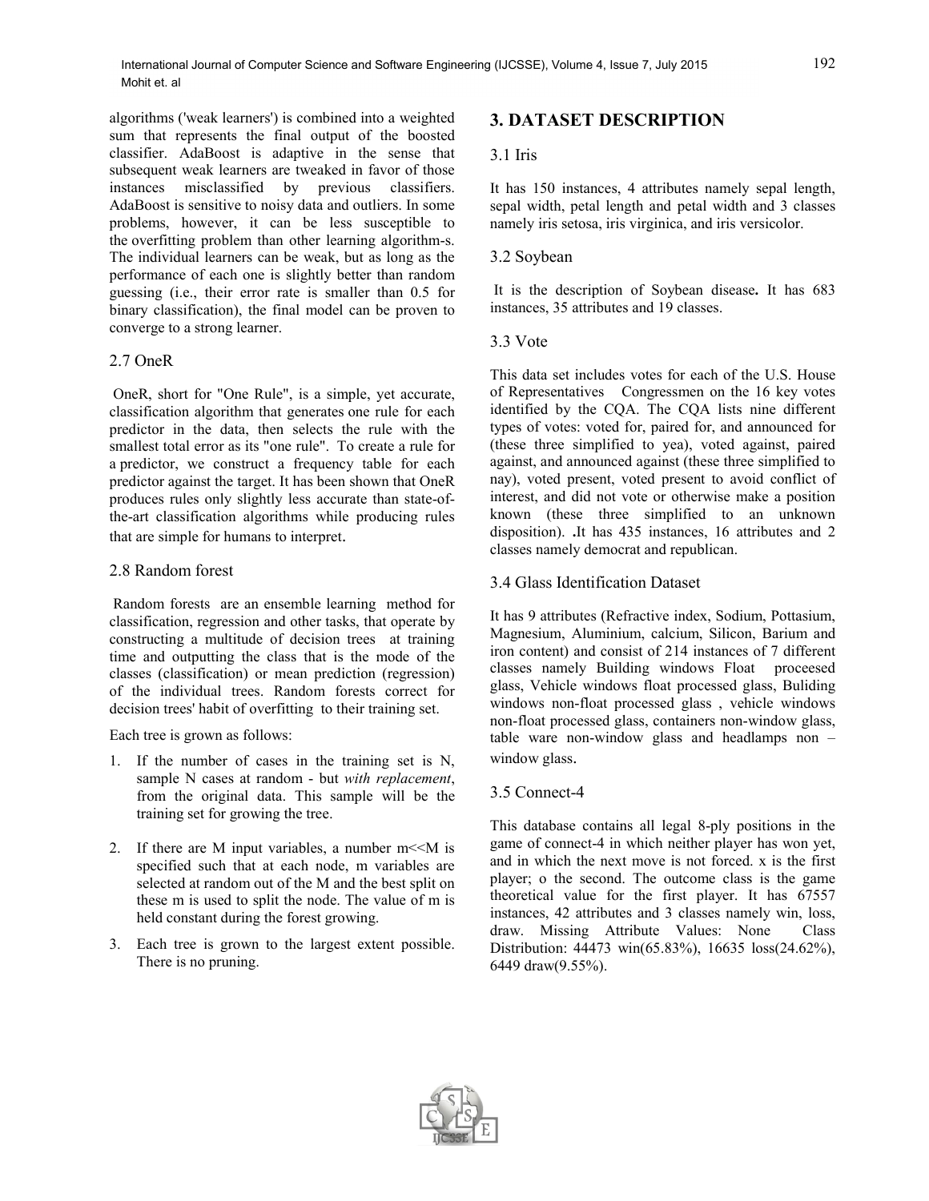algorithms ('weak learners') is combined into a weighted sum that represents the final output of the boosted classifier. AdaBoost is adaptive in the sense that subsequent weak learners are tweaked in favor of those instances misclassified by previous classifiers. AdaBoost is sensitive to noisy data and outliers. In some problems, however, it can be less susceptible to the overfitting problem than other learning algorithm-s. The individual learners can be weak, but as long as the performance of each one is slightly better than random guessing (i.e., their error rate is smaller than 0.5 for binary classification), the final model can be proven to converge to a strong learner.

### 2.7 OneR

OneR, short for "One Rule", is a simple, yet accurate, classification algorithm that generates one rule for each predictor in the data, then selects the rule with the smallest total error as its "one rule". To create a rule for a predictor, we construct a frequency table for each predictor against the target. It has been shown that OneR produces rules only slightly less accurate than state-of-the-art classification algorithms while producing rules that are simple for humans to interpret.

### 2.8 Random forest

Random forests are an ensemble learning method for classification, regression and other tasks, that operate by constructing a multitude of decision trees at training time and outputting the class that is the mode of the classes (classification) or mean prediction (regression) of the individual trees. Random forests correct for decision trees' habit of overfitting to their training set.

Each tree is grown as follows:

1. If the number of cases in the training set is N, sample N cases at random - but *with replacement*, from the original data. This sample will be the training set for growing the tree.
2. If there are M input variables, a number m<<M is specified such that at each node, m variables are selected at random out of the M and the best split on these m is used to split the node. The value of m is held constant during the forest growing.
3. Each tree is grown to the largest extent possible. There is no pruning.

## 3. DATASET DESCRIPTION

### 3.1 Iris

It has 150 instances, 4 attributes namely sepal length, sepal width, petal length and petal width and 3 classes namely iris setosa, iris virginica, and iris versicolor.

### 3.2 Soybean

It is the description of Soybean disease**.** It has 683 instances, 35 attributes and 19 classes.

### 3.3 Vote

This data set includes votes for each of the U.S. House of Representatives Congressmen on the 16 key votes identified by the CQA. The CQA lists nine different types of votes: voted for, paired for, and announced for (these three simplified to yea), voted against, paired against, and announced against (these three simplified to nay), voted present, voted present to avoid conflict of interest, and did not vote or otherwise make a position known (these three simplified to an unknown disposition). **.**It has 435 instances, 16 attributes and 2 classes namely democrat and republican.

### 3.4 Glass Identification Dataset

It has 9 attributes (Refractive index, Sodium, Pottasium, Magnesium, Aluminium, calcium, Silicon, Barium and iron content) and consist of 214 instances of 7 different classes namely Building windows Float proceesed glass, Vehicle windows float processed glass, Buliding windows non-float processed glass , vehicle windows non-float processed glass, containers non-window glass, table ware non-window glass and headlamps non –window glass.

### 3.5 Connect-4

This database contains all legal 8-ply positions in the game of connect-4 in which neither player has won yet, and in which the next move is not forced. x is the first player; o the second. The outcome class is the game theoretical value for the first player. It has 67557 instances, 42 attributes and 3 classes namely win, loss, draw. Missing Attribute Values: None Class Distribution: 44473 win(65.83%), 16635 loss(24.62%), 6449 draw(9.55%).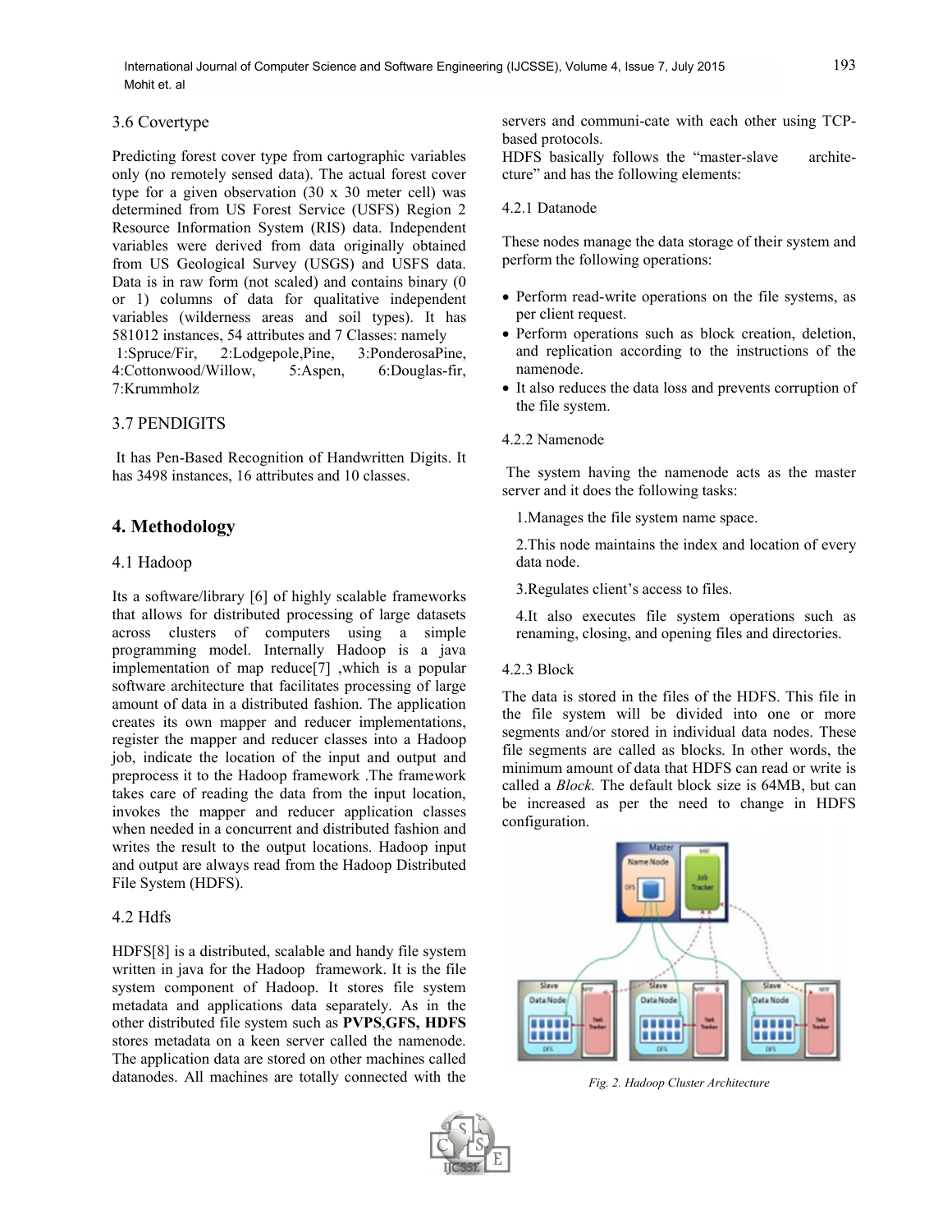### 3.6 Covertype

Predicting forest cover type from cartographic variables only (no remotely sensed data). The actual forest cover type for a given observation (30 x 30 meter cell) was determined from US Forest Service (USFS) Region 2 Resource Information System (RIS) data. Independent variables were derived from data originally obtained from US Geological Survey (USGS) and USFS data. Data is in raw form (not scaled) and contains binary (0 or 1) columns of data for qualitative independent variables (wilderness areas and soil types). It has 581012 instances, 54 attributes and 7 Classes: namely 1:Spruce/Fir, 2:Lodgepole,Pine, 3:PonderosaPine, 4:Cottonwood/Willow, 5:Aspen, 6:Douglas-fir, 7:Krummholz

### 3.7 PENDIGITS

It has Pen-Based Recognition of Handwritten Digits. It has 3498 instances, 16 attributes and 10 classes.

## 4. Methodology

### 4.1 Hadoop

Its a software/library [6] of highly scalable frameworks that allows for distributed processing of large datasets across clusters of computers using a simple programming model. Internally Hadoop is a java implementation of map reduce[7] ,which is a popular software architecture that facilitates processing of large amount of data in a distributed fashion. The application creates its own mapper and reducer implementations, register the mapper and reducer classes into a Hadoop job, indicate the location of the input and output and preprocess it to the Hadoop framework .The framework takes care of reading the data from the input location, invokes the mapper and reducer application classes when needed in a concurrent and distributed fashion and writes the result to the output locations. Hadoop input and output are always read from the Hadoop Distributed File System (HDFS).

### 4.2 Hdfs

HDFS[8] is a distributed, scalable and handy file system written in java for the Hadoop framework. It is the file system component of Hadoop. It stores file system metadata and applications data separately. As in the other distributed file system such as **PVPS**,**GFS, HDFS** stores metadata on a keen server called the namenode. The application data are stored on other machines called datanodes. All machines are totally connected with the servers and communi-cate with each other using TCP-based protocols.

HDFS basically follows the "master-slave archite-cture" and has the following elements:

#### 4.2.1 Datanode

These nodes manage the data storage of their system and perform the following operations:

- Perform read-write operations on the file systems, as per client request.
- Perform operations such as block creation, deletion, and replication according to the instructions of the namenode.
- It also reduces the data loss and prevents corruption of the file system.

#### 4.2.2 Namenode

The system having the namenode acts as the master server and it does the following tasks:

1.Manages the file system name space.

2.This node maintains the index and location of every data node.

3.Regulates client's access to files.

4.It also executes file system operations such as renaming, closing, and opening files and directories.

#### 4.2.3 Block

The data is stored in the files of the HDFS. This file in the file system will be divided into one or more segments and/or stored in individual data nodes. These file segments are called as blocks. In other words, the minimum amount of data that HDFS can read or write is called a *Block.* The default block size is 64MB, but can be increased as per the need to change in HDFS configuration.

*Fig. 2. Hadoop Cluster Architecture*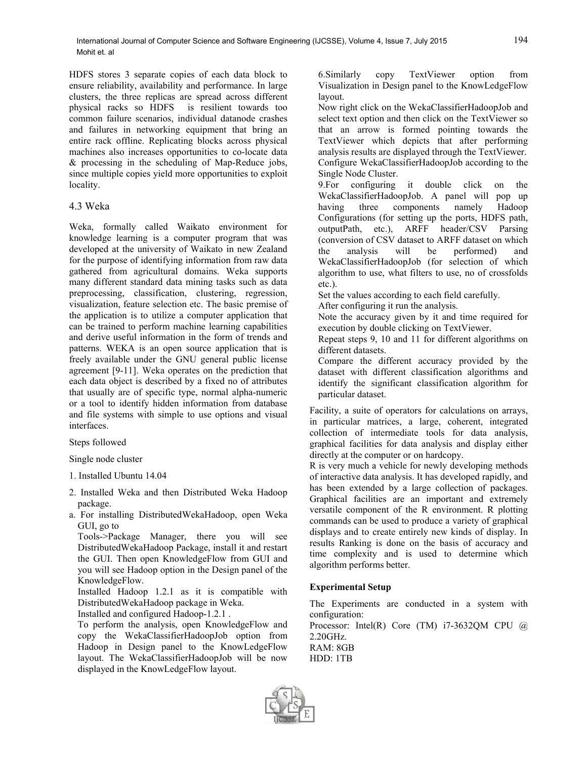HDFS stores 3 separate copies of each data block to ensure reliability, availability and performance. In large clusters, the three replicas are spread across different physical racks so HDFS is resilient towards too common failure scenarios, individual datanode crashes and failures in networking equipment that bring an entire rack offline. Replicating blocks across physical machines also increases opportunities to co-locate data & processing in the scheduling of Map-Reduce jobs, since multiple copies yield more opportunities to exploit locality.

## 4.3 Weka

Weka, formally called Waikato environment for knowledge learning is a computer program that was developed at the university of Waikato in new Zealand for the purpose of identifying information from raw data gathered from agricultural domains. Weka supports many different standard data mining tasks such as data preprocessing, classification, clustering, regression, visualization, feature selection etc. The basic premise of the application is to utilize a computer application that can be trained to perform machine learning capabilities and derive useful information in the form of trends and patterns. WEKA is an open source application that is freely available under the GNU general public license agreement [9-11]. Weka operates on the prediction that each data object is described by a fixed no of attributes that usually are of specific type, normal alpha-numeric or a tool to identify hidden information from database and file systems with simple to use options and visual interfaces.

Steps followed

Single node cluster

1. Installed Ubuntu 14.04
2. Installed Weka and then Distributed Weka Hadoop package.

a. For installing DistributedWekaHadoop, open Weka GUI, go to
Tools->Package Manager, there you will see DistributedWekaHadoop Package, install it and restart the GUI. Then open KnowledgeFlow from GUI and you will see Hadoop option in the Design panel of the KnowledgeFlow.
Installed Hadoop 1.2.1 as it is compatible with DistributedWekaHadoop package in Weka.
Installed and configured Hadoop-1.2.1 .
To perform the analysis, open KnowledgeFlow and copy the WekaClassifierHadoopJob option from Hadoop in Design panel to the KnowLedgeFlow layout. The WekaClassifierHadoopJob will be now displayed in the KnowLedgeFlow layout.
6.Similarly copy TextViewer option from Visualization in Design panel to the KnowLedgeFlow layout.
Now right click on the WekaClassifierHadoopJob and select text option and then click on the TextViewer so that an arrow is formed pointing towards the TextViewer which depicts that after performing analysis results are displayed through the TextViewer.
Configure WekaClassifierHadoopJob according to the Single Node Cluster.
9.For configuring it double click on the WekaClassifierHadoopJob. A panel will pop up having three components namely Hadoop Configurations (for setting up the ports, HDFS path, outputPath, etc.), ARFF header/CSV Parsing (conversion of CSV dataset to ARFF dataset on which the analysis will be performed) and WekaClassifierHadoopJob (for selection of which algorithm to use, what filters to use, no of crossfolds etc.).
Set the values according to each field carefully.
After configuring it run the analysis.
Note the accuracy given by it and time required for execution by double clicking on TextViewer.
Repeat steps 9, 10 and 11 for different algorithms on different datasets.
Compare the different accuracy provided by the dataset with different classification algorithms and identify the significant classification algorithm for particular dataset.

Facility, a suite of operators for calculations on arrays, in particular matrices, a large, coherent, integrated collection of intermediate tools for data analysis, graphical facilities for data analysis and display either directly at the computer or on hardcopy.
R is very much a vehicle for newly developing methods of interactive data analysis. It has developed rapidly, and has been extended by a large collection of packages. Graphical facilities are an important and extremely versatile component of the R environment. R plotting commands can be used to produce a variety of graphical displays and to create entirely new kinds of display. In results Ranking is done on the basis of accuracy and time complexity and is used to determine which algorithm performs better.

**Experimental Setup**

The Experiments are conducted in a system with configuration:
Processor: Intel(R) Core (TM) i7-3632QM CPU @ 2.20GHz.
RAM: 8GB
HDD: 1TB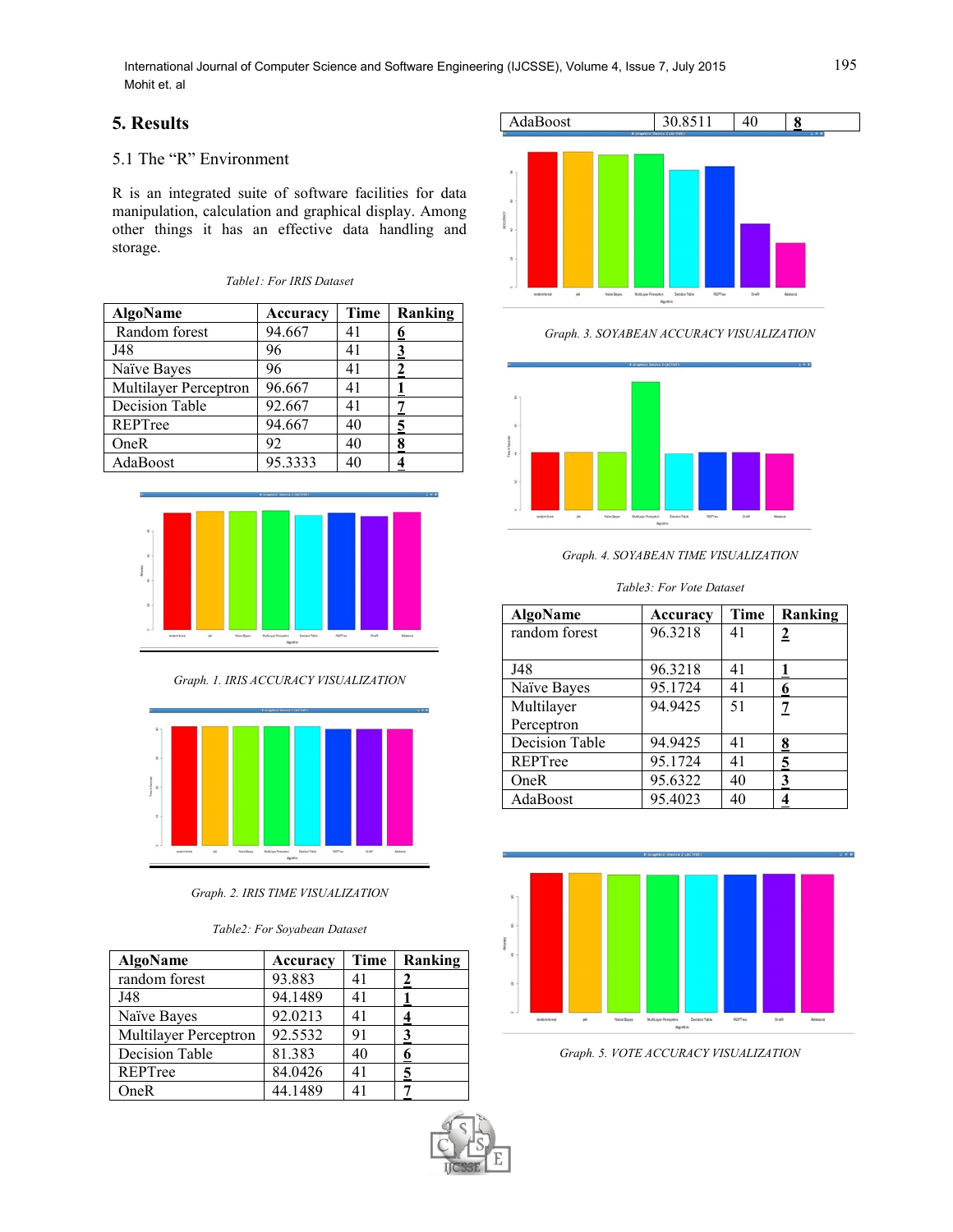## 5. Results

### 5.1 The "R" Environment

R is an integrated suite of software facilities for data manipulation, calculation and graphical display. Among other things it has an effective data handling and storage.

*Table1: For IRIS Dataset*

| AlgoName | Accuracy | Time | Ranking |
|---|---|---|---|
| Random forest | 94.667 | 41 | 6 |
| J48 | 96 | 41 | 3 |
| Naïve Bayes | 96 | 41 | 2 |
| Multilayer Perceptron | 96.667 | 41 | 1 |
| Decision Table | 92.667 | 41 | 7 |
| REPTree | 94.667 | 40 | 5 |
| OneR | 92 | 40 | 8 |
| AdaBoost | 95.3333 | 40 | 4 |

*Graph. 1. IRIS ACCURACY VISUALIZATION*

*Graph. 2. IRIS TIME VISUALIZATION*

*Table2: For Soyabean Dataset*

| AlgoName | Accuracy | Time | Ranking |
|---|---|---|---|
| random forest | 93.883 | 41 | 2 |
| J48 | 94.1489 | 41 | 1 |
| Naïve Bayes | 92.0213 | 41 | 4 |
| Multilayer Perceptron | 92.5532 | 91 | 3 |
| Decision Table | 81.383 | 40 | 6 |
| REPTree | 84.0426 | 41 | 5 |
| OneR | 44.1489 | 41 | 7 |
| AdaBoost | 30.8511 | 40 | 8 |

*Graph. 3. SOYABEAN ACCURACY VISUALIZATION*

*Graph. 4. SOYABEAN TIME VISUALIZATION*

*Table3: For Vote Dataset*

| AlgoName | Accuracy | Time | Ranking |
|---|---|---|---|
| random forest | 96.3218 | 41 | 2 |
| J48 | 96.3218 | 41 | 1 |
| Naïve Bayes | 95.1724 | 41 | 6 |
| Multilayer Perceptron | 94.9425 | 51 | 7 |
| Decision Table | 94.9425 | 41 | 8 |
| REPTree | 95.1724 | 41 | 5 |
| OneR | 95.6322 | 40 | 3 |
| AdaBoost | 95.4023 | 40 | 4 |

*Graph. 5. VOTE ACCURACY VISUALIZATION*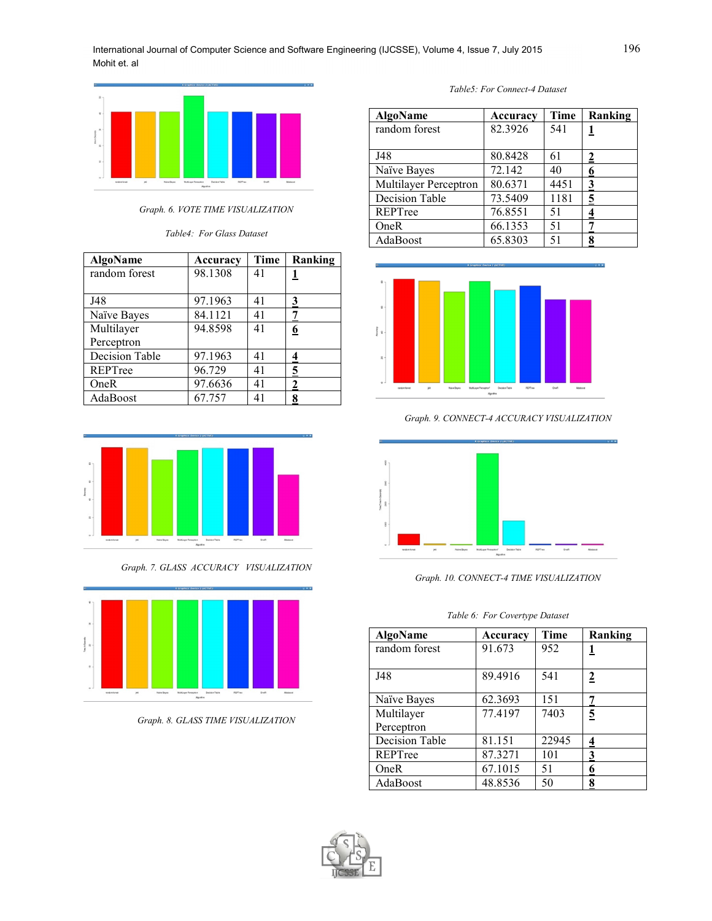Graph. 6. VOTE TIME VISUALIZATION

Table4: For Glass Dataset

| AlgoName | Accuracy | Time | Ranking |
|---|---|---|---|
| random forest | 98.1308 | 41 | 1 |
| J48 | 97.1963 | 41 | 3 |
| Naïve Bayes | 84.1121 | 41 | 7 |
| Multilayer Perceptron | 94.8598 | 41 | 6 |
| Decision Table | 97.1963 | 41 | 4 |
| REPTree | 96.729 | 41 | 5 |
| OneR | 97.6636 | 41 | 2 |
| AdaBoost | 67.757 | 41 | 8 |

Graph. 7. GLASS ACCURACY VISUALIZATION

Graph. 8. GLASS TIME VISUALIZATION

Table5: For Connect-4 Dataset

| AlgoName | Accuracy | Time | Ranking |
|---|---|---|---|
| random forest | 82.3926 | 541 | 1 |
| J48 | 80.8428 | 61 | 2 |
| Naïve Bayes | 72.142 | 40 | 6 |
| Multilayer Perceptron | 80.6371 | 4451 | 3 |
| Decision Table | 73.5409 | 1181 | 5 |
| REPTree | 76.8551 | 51 | 4 |
| OneR | 66.1353 | 51 | 7 |
| AdaBoost | 65.8303 | 51 | 8 |

Graph. 9. CONNECT-4 ACCURACY VISUALIZATION

Graph. 10. CONNECT-4 TIME VISUALIZATION

Table 6: For Covertype Dataset

| AlgoName | Accuracy | Time | Ranking |
|---|---|---|---|
| random forest | 91.673 | 952 | 1 |
| J48 | 89.4916 | 541 | 2 |
| Naïve Bayes | 62.3693 | 151 | 7 |
| Multilayer Perceptron | 77.4197 | 7403 | 5 |
| Decision Table | 81.151 | 22945 | 4 |
| REPTree | 87.3271 | 101 | 3 |
| OneR | 67.1015 | 51 | 6 |
| AdaBoost | 48.8536 | 50 | 8 |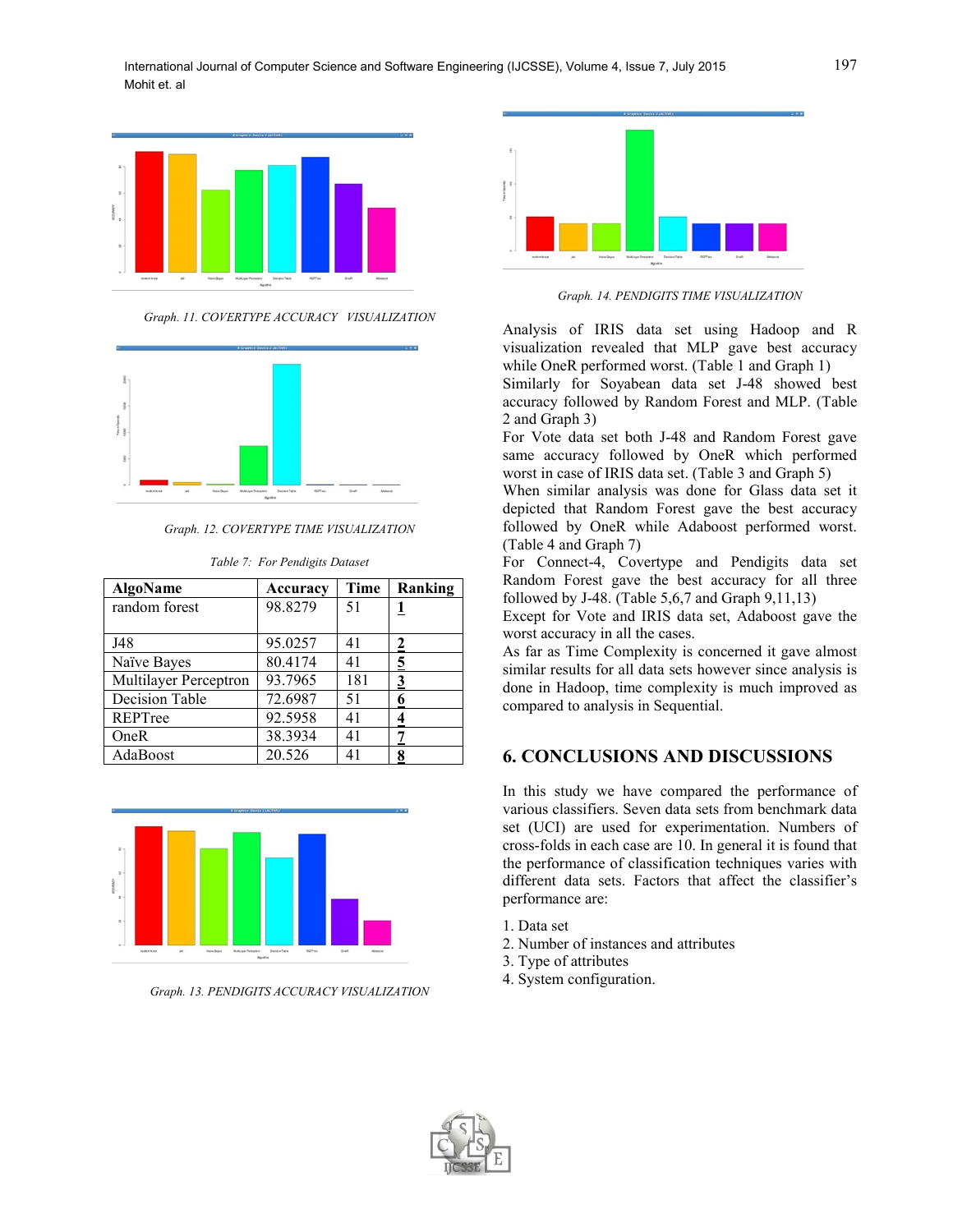Graph. 11. COVERTYPE ACCURACY VISUALIZATION

Graph. 12. COVERTYPE TIME VISUALIZATION

Table 7: For Pendigits Dataset

| AlgoName | Accuracy | Time | Ranking |
|---|---|---|---|
| random forest | 98.8279 | 51 | 1 |
| J48 | 95.0257 | 41 | 2 |
| Naïve Bayes | 80.4174 | 41 | 5 |
| Multilayer Perceptron | 93.7965 | 181 | 3 |
| Decision Table | 72.6987 | 51 | 6 |
| REPTree | 92.5958 | 41 | 4 |
| OneR | 38.3934 | 41 | 7 |
| AdaBoost | 20.526 | 41 | 8 |

Graph. 13. PENDIGITS ACCURACY VISUALIZATION

Graph. 14. PENDIGITS TIME VISUALIZATION

Analysis of IRIS data set using Hadoop and R visualization revealed that MLP gave best accuracy while OneR performed worst. (Table 1 and Graph 1)
Similarly for Soyabean data set J-48 showed best accuracy followed by Random Forest and MLP. (Table 2 and Graph 3)
For Vote data set both J-48 and Random Forest gave same accuracy followed by OneR which performed worst in case of IRIS data set. (Table 3 and Graph 5)
When similar analysis was done for Glass data set it depicted that Random Forest gave the best accuracy followed by OneR while Adaboost performed worst. (Table 4 and Graph 7)
For Connect-4, Covertype and Pendigits data set Random Forest gave the best accuracy for all three followed by J-48. (Table 5,6,7 and Graph 9,11,13)
Except for Vote and IRIS data set, Adaboost gave the worst accuracy in all the cases.
As far as Time Complexity is concerned it gave almost similar results for all data sets however since analysis is done in Hadoop, time complexity is much improved as compared to analysis in Sequential.

## 6. CONCLUSIONS AND DISCUSSIONS

In this study we have compared the performance of various classifiers. Seven data sets from benchmark data set (UCI) are used for experimentation. Numbers of cross-folds in each case are 10. In general it is found that the performance of classification techniques varies with different data sets. Factors that affect the classifier's performance are:

1. Data set
2. Number of instances and attributes
3. Type of attributes
4. System configuration.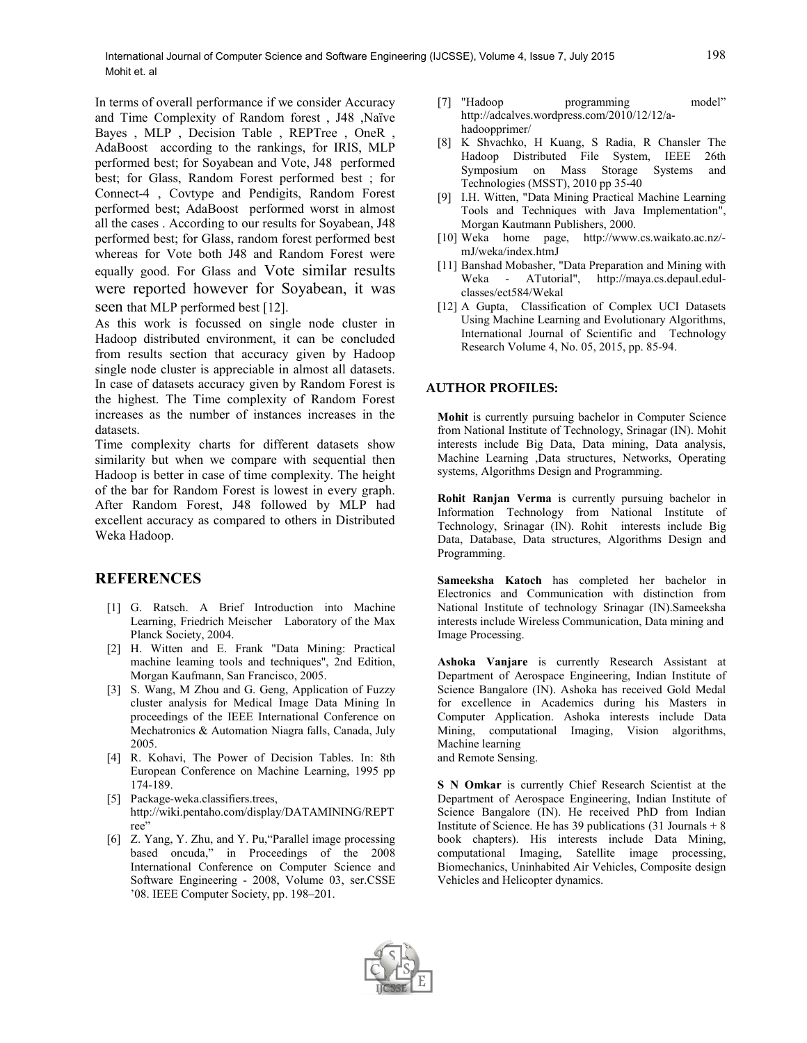In terms of overall performance if we consider Accuracy and Time Complexity of Random forest , J48 ,Naïve Bayes , MLP , Decision Table , REPTree , OneR , AdaBoost according to the rankings, for IRIS, MLP performed best; for Soyabean and Vote, J48 performed best; for Glass, Random Forest performed best ; for Connect-4 , Covtype and Pendigits, Random Forest performed best; AdaBoost performed worst in almost all the cases . According to our results for Soyabean, J48 performed best; for Glass, random forest performed best whereas for Vote both J48 and Random Forest were equally good. For Glass and Vote similar results were reported however for Soyabean, it was seen that MLP performed best [12].

As this work is focussed on single node cluster in Hadoop distributed environment, it can be concluded from results section that accuracy given by Hadoop single node cluster is appreciable in almost all datasets. In case of datasets accuracy given by Random Forest is the highest. The Time complexity of Random Forest increases as the number of instances increases in the datasets.

Time complexity charts for different datasets show similarity but when we compare with sequential then Hadoop is better in case of time complexity. The height of the bar for Random Forest is lowest in every graph. After Random Forest, J48 followed by MLP had excellent accuracy as compared to others in Distributed Weka Hadoop.

## REFERENCES

[1] G. Ratsch. A Brief Introduction into Machine Learning, Friedrich Meischer Laboratory of the Max Planck Society, 2004.

[2] H. Witten and E. Frank "Data Mining: Practical machine leaming tools and techniques", 2nd Edition, Morgan Kaufmann, San Francisco, 2005.

[3] S. Wang, M Zhou and G. Geng, Application of Fuzzy cluster analysis for Medical Image Data Mining In proceedings of the IEEE International Conference on Mechatronics & Automation Niagra falls, Canada, July 2005.

[4] R. Kohavi, The Power of Decision Tables. In: 8th European Conference on Machine Learning, 1995 pp 174-189.

[5] Package-weka.classifiers.trees, http://wiki.pentaho.com/display/DATAMINING/REPTree"

[6] Z. Yang, Y. Zhu, and Y. Pu,"Parallel image processing based oncuda," in Proceedings of the 2008 International Conference on Computer Science and Software Engineering - 2008, Volume 03, ser.CSSE '08. IEEE Computer Society, pp. 198–201.

[7] "Hadoop programming model" http://adcalves.wordpress.com/2010/12/12/a-hadoopprimer/

[8] K Shvachko, H Kuang, S Radia, R Chansler The Hadoop Distributed File System, IEEE 26th Symposium on Mass Storage Systems and Technologies (MSST), 2010 pp 35-40

[9] I.H. Witten, "Data Mining Practical Machine Learning Tools and Techniques with Java Implementation", Morgan Kautmann Publishers, 2000.

[10] Weka home page, http://www.cs.waikato.ac.nz/-mJ/weka/index.htmJ

[11] Banshad Mobasher, "Data Preparation and Mining with Weka - ATutorial", http://maya.cs.depaul.edul-classes/ect584/Wekal

[12] A Gupta, Classification of Complex UCI Datasets Using Machine Learning and Evolutionary Algorithms, International Journal of Scientific and Technology Research Volume 4, No. 05, 2015, pp. 85-94.

## AUTHOR PROFILES:

**Mohit** is currently pursuing bachelor in Computer Science from National Institute of Technology, Srinagar (IN). Mohit interests include Big Data, Data mining, Data analysis, Machine Learning ,Data structures, Networks, Operating systems, Algorithms Design and Programming.

**Rohit Ranjan Verma** is currently pursuing bachelor in Information Technology from National Institute of Technology, Srinagar (IN). Rohit interests include Big Data, Database, Data structures, Algorithms Design and Programming.

**Sameeksha Katoch** has completed her bachelor in Electronics and Communication with distinction from National Institute of technology Srinagar (IN).Sameeksha interests include Wireless Communication, Data mining and Image Processing.

**Ashoka Vanjare** is currently Research Assistant at Department of Aerospace Engineering, Indian Institute of Science Bangalore (IN). Ashoka has received Gold Medal for excellence in Academics during his Masters in Computer Application. Ashoka interests include Data Mining, computational Imaging, Vision algorithms, Machine learning
and Remote Sensing.

**S N Omkar** is currently Chief Research Scientist at the Department of Aerospace Engineering, Indian Institute of Science Bangalore (IN). He received PhD from Indian Institute of Science. He has 39 publications (31 Journals + 8 book chapters). His interests include Data Mining, computational Imaging, Satellite image processing, Biomechanics, Uninhabited Air Vehicles, Composite design Vehicles and Helicopter dynamics.